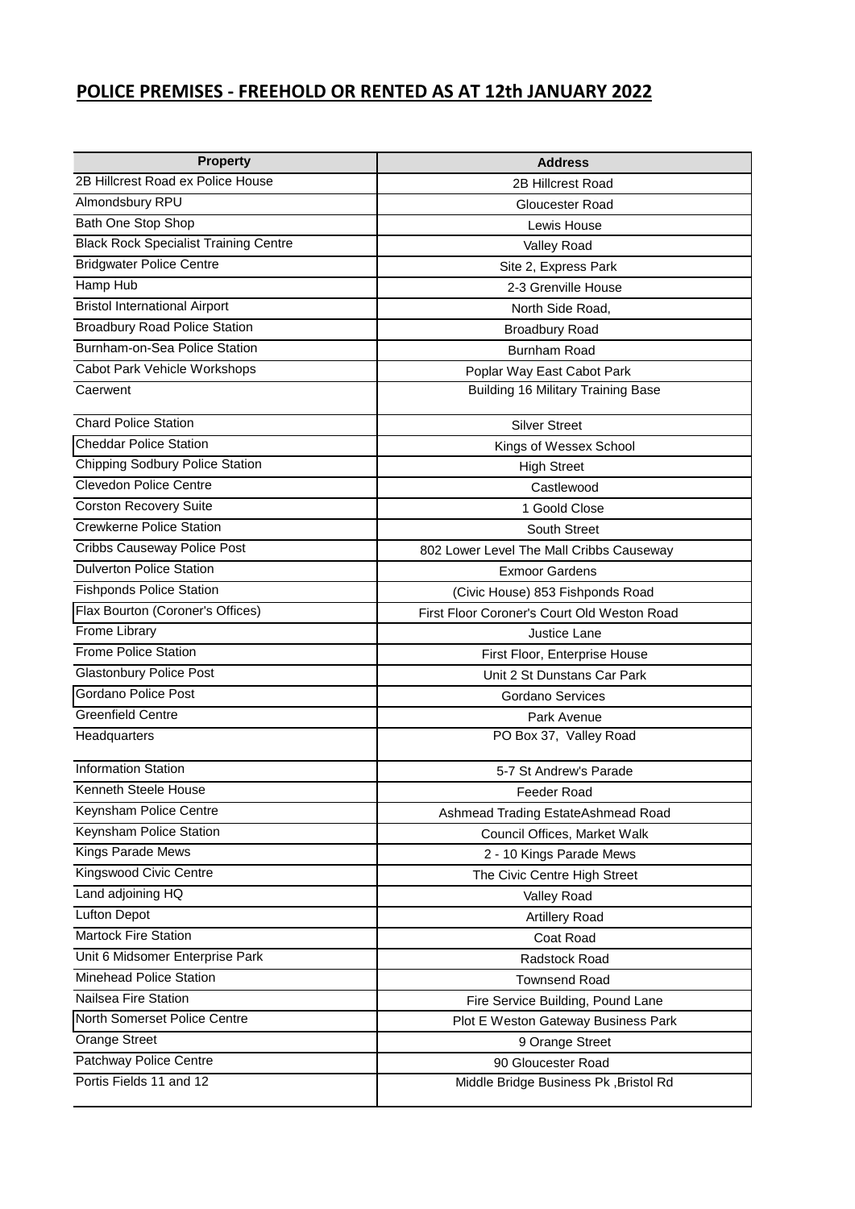## POLICE PREMISES - FREEHOLD OR RENTED AS AT 12th JANUARY 2022

| Property | Address |
|---|---|
| 2B Hillcrest Road ex Police House | 2B Hillcrest Road |
| Almondsbury RPU | Gloucester Road |
| Bath One Stop Shop | Lewis House |
| Black Rock Specialist Training Centre | Valley Road |
| Bridgwater Police Centre | Site 2, Express Park |
| Hamp Hub | 2-3 Grenville House |
| Bristol International Airport | North Side Road, |
| Broadbury Road Police Station | Broadbury Road |
| Burnham-on-Sea Police Station | Burnham Road |
| Cabot Park Vehicle Workshops | Poplar Way East Cabot Park |
| Caerwent | Building 16 Military Training Base |
| Chard Police Station | Silver Street |
| Cheddar Police Station | Kings of Wessex School |
| Chipping Sodbury Police Station | High Street |
| Clevedon Police Centre | Castlewood |
| Corston Recovery Suite | 1 Goold Close |
| Crewkerne Police Station | South Street |
| Cribbs Causeway Police Post | 802 Lower Level The Mall Cribbs Causeway |
| Dulverton Police Station | Exmoor Gardens |
| Fishponds Police Station | (Civic House) 853 Fishponds Road |
| Flax Bourton (Coroner's Offices) | First Floor Coroner's Court Old Weston Road |
| Frome Library | Justice Lane |
| Frome Police Station | First Floor, Enterprise House |
| Glastonbury Police Post | Unit 2 St Dunstans Car Park |
| Gordano Police Post | Gordano Services |
| Greenfield Centre | Park Avenue |
| Headquarters | PO Box 37, Valley Road |
| Information Station | 5-7 St Andrew's Parade |
| Kenneth Steele House | Feeder Road |
| Keynsham Police Centre | Ashmead Trading EstateAshmead Road |
| Keynsham Police Station | Council Offices, Market Walk |
| Kings Parade Mews | 2 - 10 Kings Parade Mews |
| Kingswood Civic Centre | The Civic Centre High Street |
| Land adjoining HQ | Valley Road |
| Lufton Depot | Artillery Road |
| Martock Fire Station | Coat Road |
| Unit 6 Midsomer Enterprise Park | Radstock Road |
| Minehead Police Station | Townsend Road |
| Nailsea Fire Station | Fire Service Building, Pound Lane |
| North Somerset Police Centre | Plot E Weston Gateway Business Park |
| Orange Street | 9 Orange Street |
| Patchway Police Centre | 90 Gloucester Road |
| Portis Fields 11 and 12 | Middle Bridge Business Pk ,Bristol Rd |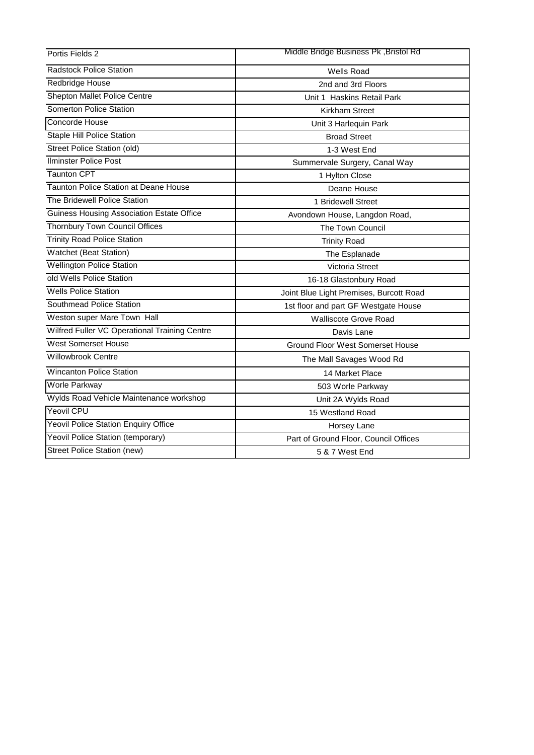| Portis Fields 2 | Middle Bridge Business Pk ,Bristol Rd |
|---|---|
| Radstock Police Station | Wells Road |
| Redbridge House | 2nd and 3rd Floors |
| Shepton Mallet Police Centre | Unit 1 Haskins Retail Park |
| Somerton Police Station | Kirkham Street |
| Concorde House | Unit 3 Harlequin Park |
| Staple Hill Police Station | Broad Street |
| Street Police Station (old) | 1-3 West End |
| Ilminster Police Post | Summervale Surgery, Canal Way |
| Taunton CPT | 1 Hylton Close |
| Taunton Police Station at Deane House | Deane House |
| The Bridewell Police Station | 1 Bridewell Street |
| Guiness Housing Association Estate Office | Avondown House, Langdon Road, |
| Thornbury Town Council Offices | The Town Council |
| Trinity Road Police Station | Trinity Road |
| Watchet (Beat Station) | The Esplanade |
| Wellington Police Station | Victoria Street |
| old Wells Police Station | 16-18 Glastonbury Road |
| Wells Police Station | Joint Blue Light Premises, Burcott Road |
| Southmead Police Station | 1st floor and part GF Westgate House |
| Weston super Mare Town Hall | Walliscote Grove Road |
| Wilfred Fuller VC Operational Training Centre | Davis Lane |
| West Somerset House | Ground Floor West Somerset House |
| Willowbrook Centre | The Mall Savages Wood Rd |
| Wincanton Police Station | 14 Market Place |
| Worle Parkway | 503 Worle Parkway |
| Wylds Road Vehicle Maintenance workshop | Unit 2A Wylds Road |
| Yeovil CPU | 15 Westland Road |
| Yeovil Police Station Enquiry Office | Horsey Lane |
| Yeovil Police Station (temporary) | Part of Ground Floor, Council Offices |
| Street Police Station (new) | 5 & 7 West End |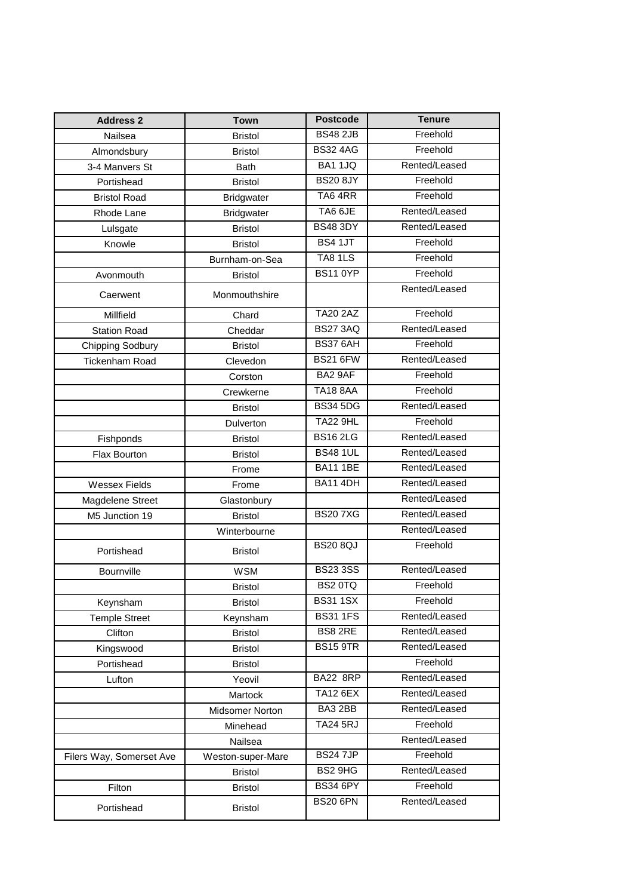| Address 2 | Town | Postcode | Tenure |
|---|---|---|---|
| Nailsea | Bristol | BS48 2JB | Freehold |
| Almondsbury | Bristol | BS32 4AG | Freehold |
| 3-4 Manvers St | Bath | BA1 1JQ | Rented/Leased |
| Portishead | Bristol | BS20 8JY | Freehold |
| Bristol Road | Bridgwater | TA6 4RR | Freehold |
| Rhode Lane | Bridgwater | TA6 6JE | Rented/Leased |
| Lulsgate | Bristol | BS48 3DY | Rented/Leased |
| Knowle | Bristol | BS4 1JT | Freehold |
| | Burnham-on-Sea | TA8 1LS | Freehold |
| Avonmouth | Bristol | BS11 0YP | Freehold |
| Caerwent | Monmouthshire | | Rented/Leased |
| Millfield | Chard | TA20 2AZ | Freehold |
| Station Road | Cheddar | BS27 3AQ | Rented/Leased |
| Chipping Sodbury | Bristol | BS37 6AH | Freehold |
| Tickenham Road | Clevedon | BS21 6FW | Rented/Leased |
| | Corston | BA2 9AF | Freehold |
| | Crewkerne | TA18 8AA | Freehold |
| | Bristol | BS34 5DG | Rented/Leased |
| | Dulverton | TA22 9HL | Freehold |
| Fishponds | Bristol | BS16 2LG | Rented/Leased |
| Flax Bourton | Bristol | BS48 1UL | Rented/Leased |
| | Frome | BA11 1BE | Rented/Leased |
| Wessex Fields | Frome | BA11 4DH | Rented/Leased |
| Magdelene Street | Glastonbury | | Rented/Leased |
| M5 Junction 19 | Bristol | BS20 7XG | Rented/Leased |
| | Winterbourne | | Rented/Leased |
| Portishead | Bristol | BS20 8QJ | Freehold |
| Bournville | WSM | BS23 3SS | Rented/Leased |
| | Bristol | BS2 0TQ | Freehold |
| Keynsham | Bristol | BS31 1SX | Freehold |
| Temple Street | Keynsham | BS31 1FS | Rented/Leased |
| Clifton | Bristol | BS8 2RE | Rented/Leased |
| Kingswood | Bristol | BS15 9TR | Rented/Leased |
| Portishead | Bristol | | Freehold |
| Lufton | Yeovil | BA22 8RP | Rented/Leased |
| | Martock | TA12 6EX | Rented/Leased |
| | Midsomer Norton | BA3 2BB | Rented/Leased |
| | Minehead | TA24 5RJ | Freehold |
| | Nailsea | | Rented/Leased |
| Filers Way, Somerset Ave | Weston-super-Mare | BS24 7JP | Freehold |
| | Bristol | BS2 9HG | Rented/Leased |
| Filton | Bristol | BS34 6PY | Freehold |
| Portishead | Bristol | BS20 6PN | Rented/Leased |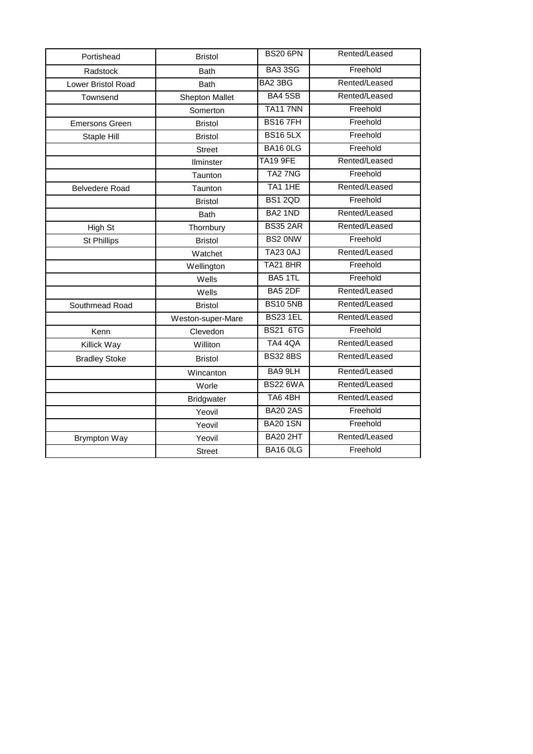| | | | |
|---|---|---|---|
| Portishead | Bristol | BS20 6PN | Rented/Leased |
| Radstock | Bath | BA3 3SG | Freehold |
| Lower Bristol Road | Bath | BA2 3BG | Rented/Leased |
| Townsend | Shepton Mallet | BA4 5SB | Rented/Leased |
| | Somerton | TA11 7NN | Freehold |
| Emersons Green | Bristol | BS16 7FH | Freehold |
| Staple Hill | Bristol | BS16 5LX | Freehold |
| | Street | BA16 0LG | Freehold |
| | Ilminster | TA19 9FE | Rented/Leased |
| | Taunton | TA2 7NG | Freehold |
| Belvedere Road | Taunton | TA1 1HE | Rented/Leased |
| | Bristol | BS1 2QD | Freehold |
| | Bath | BA2 1ND | Rented/Leased |
| High St | Thornbury | BS35 2AR | Rented/Leased |
| St Phillips | Bristol | BS2 0NW | Freehold |
| | Watchet | TA23 0AJ | Rented/Leased |
| | Wellington | TA21 8HR | Freehold |
| | Wells | BA5 1TL | Freehold |
| | Wells | BA5 2DF | Rented/Leased |
| Southmead Road | Bristol | BS10 5NB | Rented/Leased |
| | Weston-super-Mare | BS23 1EL | Rented/Leased |
| Kenn | Clevedon | BS21 6TG | Freehold |
| Killick Way | Williton | TA4 4QA | Rented/Leased |
| Bradley Stoke | Bristol | BS32 8BS | Rented/Leased |
| | Wincanton | BA9 9LH | Rented/Leased |
| | Worle | BS22 6WA | Rented/Leased |
| | Bridgwater | TA6 4BH | Rented/Leased |
| | Yeovil | BA20 2AS | Freehold |
| | Yeovil | BA20 1SN | Freehold |
| Brympton Way | Yeovil | BA20 2HT | Rented/Leased |
| | Street | BA16 0LG | Freehold |